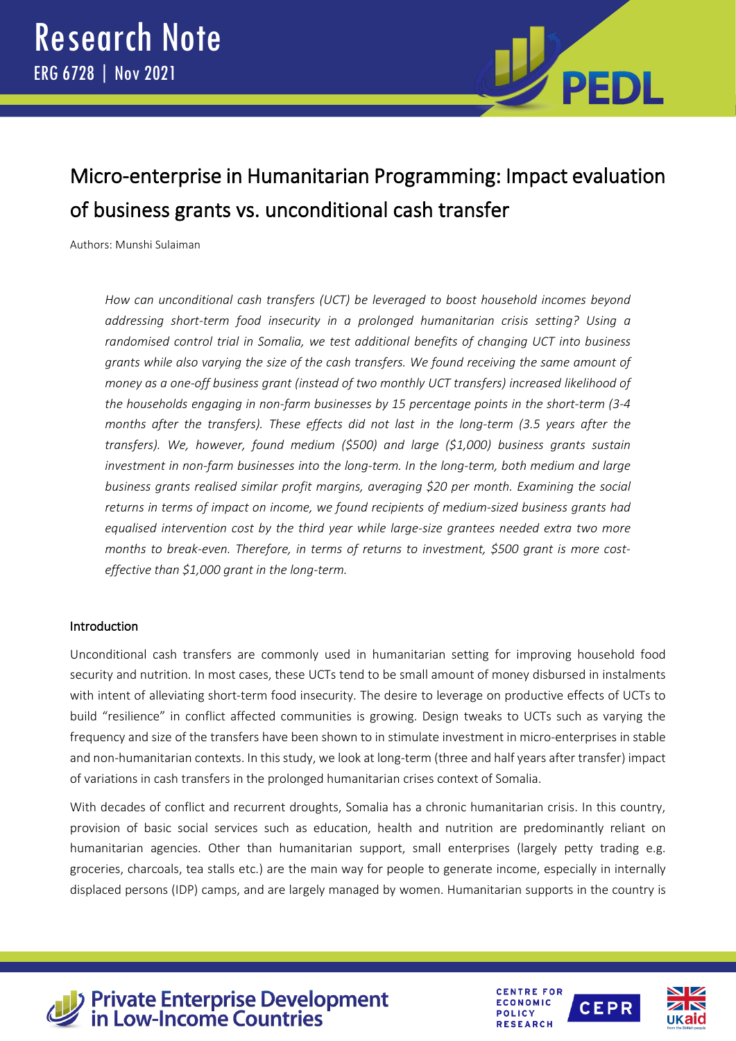# Research Note

ERG 6728 | Nov 2021

## Micro-enterprise in Humanitarian Programming: Impact evaluation of business grants vs. unconditional cash transfer

Authors: Munshi Sulaiman

*How can unconditional cash transfers (UCT) be leveraged to boost household incomes beyond addressing short-term food insecurity in a prolonged humanitarian crisis setting? Using a randomised control trial in Somalia, we test additional benefits of changing UCT into business grants while also varying the size of the cash transfers. We found receiving the same amount of money as a one-off business grant (instead of two monthly UCT transfers) increased likelihood of the households engaging in non-farm businesses by 15 percentage points in the short-term (3-4 months after the transfers). These effects did not last in the long-term (3.5 years after the transfers). We, however, found medium ($500) and large ($1,000) business grants sustain investment in non-farm businesses into the long-term. In the long-term, both medium and large business grants realised similar profit margins, averaging $20 per month. Examining the social returns in terms of impact on income, we found recipients of medium-sized business grants had equalised intervention cost by the third year while large-size grantees needed extra two more months to break-even. Therefore, in terms of returns to investment, $500 grant is more cost-effective than $1,000 grant in the long-term.*

### Introduction

Unconditional cash transfers are commonly used in humanitarian setting for improving household food security and nutrition. In most cases, these UCTs tend to be small amount of money disbursed in instalments with intent of alleviating short-term food insecurity. The desire to leverage on productive effects of UCTs to build "resilience" in conflict affected communities is growing. Design tweaks to UCTs such as varying the frequency and size of the transfers have been shown to in stimulate investment in micro-enterprises in stable and non-humanitarian contexts. In this study, we look at long-term (three and half years after transfer) impact of variations in cash transfers in the prolonged humanitarian crises context of Somalia.

With decades of conflict and recurrent droughts, Somalia has a chronic humanitarian crisis. In this country, provision of basic social services such as education, health and nutrition are predominantly reliant on humanitarian agencies. Other than humanitarian support, small enterprises (largely petty trading e.g. groceries, charcoals, tea stalls etc.) are the main way for people to generate income, especially in internally displaced persons (IDP) camps, and are largely managed by women. Humanitarian supports in the country is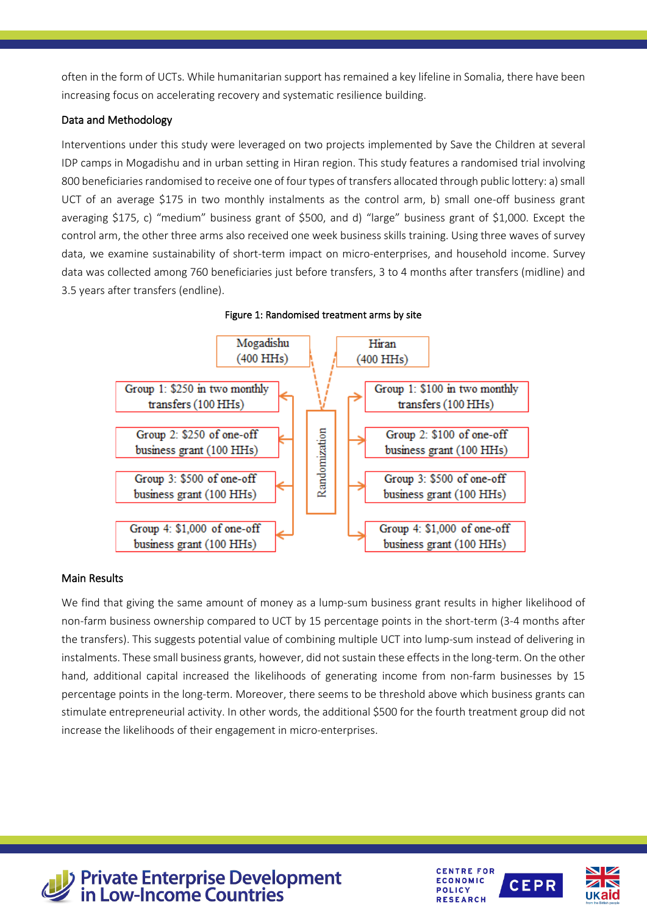often in the form of UCTs. While humanitarian support has remained a key lifeline in Somalia, there have been increasing focus on accelerating recovery and systematic resilience building.

## Data and Methodology

Interventions under this study were leveraged on two projects implemented by Save the Children at several IDP camps in Mogadishu and in urban setting in Hiran region. This study features a randomised trial involving 800 beneficiaries randomised to receive one of four types of transfers allocated through public lottery: a) small UCT of an average $175 in two monthly instalments as the control arm, b) small one-off business grant averaging $175, c) "medium" business grant of $500, and d) "large" business grant of $1,000. Except the control arm, the other three arms also received one week business skills training. Using three waves of survey data, we examine sustainability of short-term impact on micro-enterprises, and household income. Survey data was collected among 760 beneficiaries just before transfers, 3 to 4 months after transfers (midline) and 3.5 years after transfers (endline).

Figure 1: Randomised treatment arms by site

| Mogadishu (400 HHs) | Hiran (400 HHs) |
|---|---|
| Group 1: $250 in two monthly transfers (100 HHs) | Group 1: $100 in two monthly transfers (100 HHs) |
| Group 2: $250 of one-off business grant (100 HHs) | Group 2: $100 of one-off business grant (100 HHs) |
| Group 3: $500 of one-off business grant (100 HHs) | Group 3: $500 of one-off business grant (100 HHs) |
| Group 4: $1,000 of one-off business grant (100 HHs) | Group 4: $1,000 of one-off business grant (100 HHs) |

Randomization

## Main Results

We find that giving the same amount of money as a lump-sum business grant results in higher likelihood of non-farm business ownership compared to UCT by 15 percentage points in the short-term (3-4 months after the transfers). This suggests potential value of combining multiple UCT into lump-sum instead of delivering in instalments. These small business grants, however, did not sustain these effects in the long-term. On the other hand, additional capital increased the likelihoods of generating income from non-farm businesses by 15 percentage points in the long-term. Moreover, there seems to be threshold above which business grants can stimulate entrepreneurial activity. In other words, the additional $500 for the fourth treatment group did not increase the likelihoods of their engagement in micro-enterprises.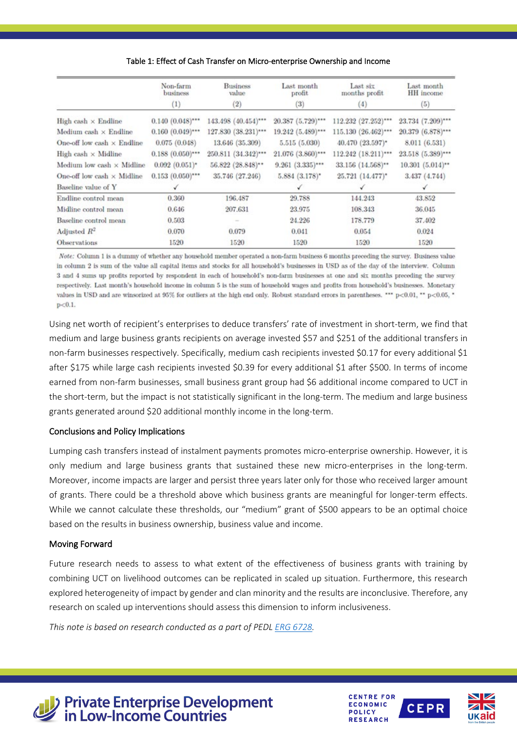Table 1: Effect of Cash Transfer on Micro-enterprise Ownership and Income

| | Non-farm business (1) | Business value (2) | Last month profit (3) | Last six months profit (4) | Last month HH income (5) |
|---|---|---|---|---|---|
| High cash × Endline | 0.140 (0.048)*** | 143.498 (40.454)*** | 20.387 (5.729)*** | 112.232 (27.252)*** | 23.734 (7.209)*** |
| Medium cash × Endline | 0.160 (0.049)*** | 127.830 (38.231)*** | 19.242 (5.489)*** | 115.130 (26.462)*** | 20.379 (6.878)*** |
| One-off low cash × Endline | 0.075 (0.048) | 13.646 (35.309) | 5.515 (5.030) | 40.470 (23.597)* | 8.011 (6.531) |
| High cash × Midline | 0.188 (0.050)*** | 250.811 (34.342)*** | 21.076 (3.860)*** | 112.242 (18.211)*** | 23.518 (5.389)*** |
| Medium low cash × Midline | 0.092 (0.051)* | 56.822 (28.848)** | 9.261 (3.335)*** | 33.156 (14.568)** | 10.301 (5.014)** |
| One-off low cash × Midline | 0.153 (0.050)*** | 35.746 (27.246) | 5.884 (3.178)* | 25.721 (14.477)* | 3.437 (4.744) |
| Baseline value of Y | ✓ | | ✓ | ✓ | ✓ |
| Endline control mean | 0.360 | 196.487 | 29.788 | 144.243 | 43.852 |
| Midline control mean | 0.646 | 207.631 | 23.975 | 108.343 | 36.045 |
| Baseline control mean | 0.503 | - | 24.226 | 178.779 | 37.402 |
| Adjusted $R^2$ | 0.070 | 0.079 | 0.041 | 0.054 | 0.024 |
| Observations | 1520 | 1520 | 1520 | 1520 | 1520 |

*Note:* Column 1 is a dummy of whether any household member operated a non-farm business 6 months preceding the survey. Business value in column 2 is sum of the value all capital items and stocks for all household's businesses in USD as of the day of the interview. Column 3 and 4 sums up profits reported by respondent in each of household's non-farm businesses at one and six months preceding the survey respectively. Last month's household income in column 5 is the sum of household wages and profits from household's businesses. Monetary values in USD and are winsorized at 95% for outliers at the high end only. Robust standard errors in parentheses. *** p<0.01, ** p<0.05, * p<0.1.

Using net worth of recipient's enterprises to deduce transfers' rate of investment in short-term, we find that medium and large business grants recipients on average invested $57 and $251 of the additional transfers in non-farm businesses respectively. Specifically, medium cash recipients invested $0.17 for every additional $1 after $175 while large cash recipients invested $0.39 for every additional $1 after $500. In terms of income earned from non-farm businesses, small business grant group had $6 additional income compared to UCT in the short-term, but the impact is not statistically significant in the long-term. The medium and large business grants generated around $20 additional monthly income in the long-term.

## Conclusions and Policy Implications

Lumping cash transfers instead of instalment payments promotes micro-enterprise ownership. However, it is only medium and large business grants that sustained these new micro-enterprises in the long-term. Moreover, income impacts are larger and persist three years later only for those who received larger amount of grants. There could be a threshold above which business grants are meaningful for longer-term effects. While we cannot calculate these thresholds, our "medium" grant of $500 appears to be an optimal choice based on the results in business ownership, business value and income.

## Moving Forward

Future research needs to assess to what extent of the effectiveness of business grants with training by combining UCT on livelihood outcomes can be replicated in scaled up situation. Furthermore, this research explored heterogeneity of impact by gender and clan minority and the results are inconclusive. Therefore, any research on scaled up interventions should assess this dimension to inform inclusiveness.

*This note is based on research conducted as a part of PEDL ERG 6728.*